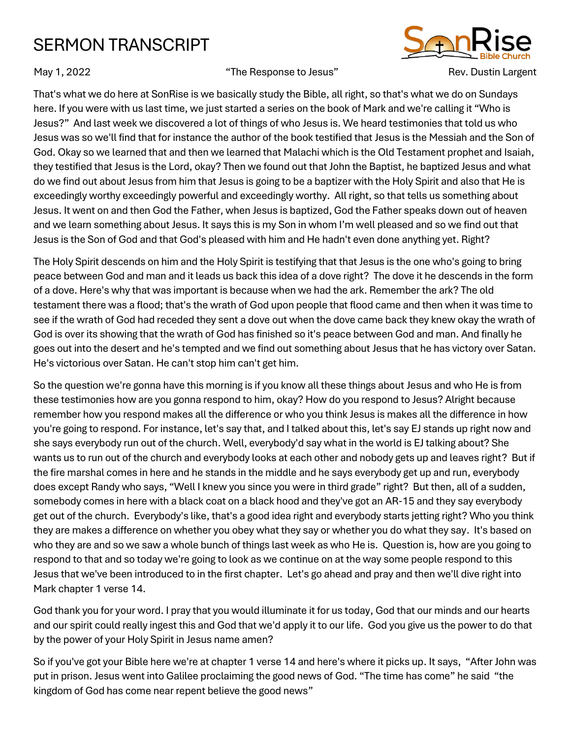# SERMON TRANSCRIPT

May 1, 2022 — "The Response to Jesus" — Rev. Dustin Largent

That's what we do here at SonRise is we basically study the Bible, all right, so that's what we do on Sundays here. If you were with us last time, we just started a series on the book of Mark and we're calling it "Who is Jesus?" And last week we discovered a lot of things of who Jesus is. We heard testimonies that told us who Jesus was so we'll find that for instance the author of the book testified that Jesus is the Messiah and the Son of God. Okay so we learned that and then we learned that Malachi which is the Old Testament prophet and Isaiah, they testified that Jesus is the Lord, okay? Then we found out that John the Baptist, he baptized Jesus and what do we find out about Jesus from him that Jesus is going to be a baptizer with the Holy Spirit and also that He is exceedingly worthy exceedingly powerful and exceedingly worthy. All right, so that tells us something about Jesus. It went on and then God the Father, when Jesus is baptized, God the Father speaks down out of heaven and we learn something about Jesus. It says this is my Son in whom I'm well pleased and so we find out that Jesus is the Son of God and that God's pleased with him and He hadn't even done anything yet. Right?

The Holy Spirit descends on him and the Holy Spirit is testifying that that Jesus is the one who's going to bring peace between God and man and it leads us back this idea of a dove right? The dove it he descends in the form of a dove. Here's why that was important is because when we had the ark. Remember the ark? The old testament there was a flood; that's the wrath of God upon people that flood came and then when it was time to see if the wrath of God had receded they sent a dove out when the dove came back they knew okay the wrath of God is over its showing that the wrath of God has finished so it's peace between God and man. And finally he goes out into the desert and he's tempted and we find out something about Jesus that he has victory over Satan. He's victorious over Satan. He can't stop him can't get him.

So the question we're gonna have this morning is if you know all these things about Jesus and who He is from these testimonies how are you gonna respond to him, okay? How do you respond to Jesus? Alright because remember how you respond makes all the difference or who you think Jesus is makes all the difference in how you're going to respond. For instance, let's say that, and I talked about this, let's say EJ stands up right now and she says everybody run out of the church. Well, everybody'd say what in the world is EJ talking about? She wants us to run out of the church and everybody looks at each other and nobody gets up and leaves right? But if the fire marshal comes in here and he stands in the middle and he says everybody get up and run, everybody does except Randy who says, "Well I knew you since you were in third grade" right? But then, all of a sudden, somebody comes in here with a black coat on a black hood and they've got an AR-15 and they say everybody get out of the church. Everybody's like, that's a good idea right and everybody starts jetting right? Who you think they are makes a difference on whether you obey what they say or whether you do what they say. It's based on who they are and so we saw a whole bunch of things last week as who He is. Question is, how are you going to respond to that and so today we're going to look as we continue on at the way some people respond to this Jesus that we've been introduced to in the first chapter. Let's go ahead and pray and then we'll dive right into Mark chapter 1 verse 14.

God thank you for your word. I pray that you would illuminate it for us today, God that our minds and our hearts and our spirit could really ingest this and God that we'd apply it to our life. God you give us the power to do that by the power of your Holy Spirit in Jesus name amen?

So if you've got your Bible here we're at chapter 1 verse 14 and here's where it picks up. It says, "After John was put in prison. Jesus went into Galilee proclaiming the good news of God. "The time has come" he said "the kingdom of God has come near repent believe the good news"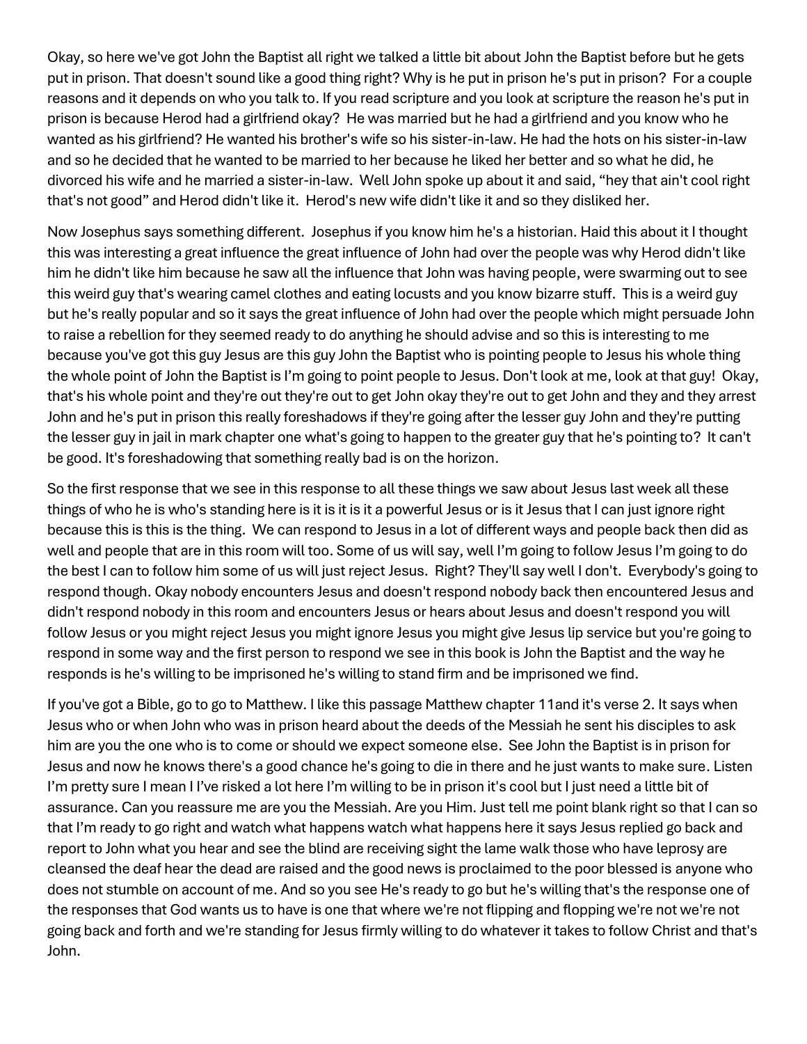Okay, so here we've got John the Baptist all right we talked a little bit about John the Baptist before but he gets put in prison. That doesn't sound like a good thing right? Why is he put in prison he's put in prison? For a couple reasons and it depends on who you talk to. If you read scripture and you look at scripture the reason he's put in prison is because Herod had a girlfriend okay? He was married but he had a girlfriend and you know who he wanted as his girlfriend? He wanted his brother's wife so his sister-in-law. He had the hots on his sister-in-law and so he decided that he wanted to be married to her because he liked her better and so what he did, he divorced his wife and he married a sister-in-law. Well John spoke up about it and said, "hey that ain't cool right that's not good" and Herod didn't like it. Herod's new wife didn't like it and so they disliked her.

Now Josephus says something different. Josephus if you know him he's a historian. Haid this about it I thought this was interesting a great influence the great influence of John had over the people was why Herod didn't like him he didn't like him because he saw all the influence that John was having people, were swarming out to see this weird guy that's wearing camel clothes and eating locusts and you know bizarre stuff. This is a weird guy but he's really popular and so it says the great influence of John had over the people which might persuade John to raise a rebellion for they seemed ready to do anything he should advise and so this is interesting to me because you've got this guy Jesus are this guy John the Baptist who is pointing people to Jesus his whole thing the whole point of John the Baptist is I'm going to point people to Jesus. Don't look at me, look at that guy! Okay, that's his whole point and they're out they're out to get John okay they're out to get John and they and they arrest John and he's put in prison this really foreshadows if they're going after the lesser guy John and they're putting the lesser guy in jail in mark chapter one what's going to happen to the greater guy that he's pointing to? It can't be good. It's foreshadowing that something really bad is on the horizon.

So the first response that we see in this response to all these things we saw about Jesus last week all these things of who he is who's standing here is it is it is it a powerful Jesus or is it Jesus that I can just ignore right because this is this is the thing. We can respond to Jesus in a lot of different ways and people back then did as well and people that are in this room will too. Some of us will say, well I'm going to follow Jesus I'm going to do the best I can to follow him some of us will just reject Jesus. Right? They'll say well I don't. Everybody's going to respond though. Okay nobody encounters Jesus and doesn't respond nobody back then encountered Jesus and didn't respond nobody in this room and encounters Jesus or hears about Jesus and doesn't respond you will follow Jesus or you might reject Jesus you might ignore Jesus you might give Jesus lip service but you're going to respond in some way and the first person to respond we see in this book is John the Baptist and the way he responds is he's willing to be imprisoned he's willing to stand firm and be imprisoned we find.

If you've got a Bible, go to go to Matthew. I like this passage Matthew chapter 11and it's verse 2. It says when Jesus who or when John who was in prison heard about the deeds of the Messiah he sent his disciples to ask him are you the one who is to come or should we expect someone else. See John the Baptist is in prison for Jesus and now he knows there's a good chance he's going to die in there and he just wants to make sure. Listen I'm pretty sure I mean I I've risked a lot here I'm willing to be in prison it's cool but I just need a little bit of assurance. Can you reassure me are you the Messiah. Are you Him. Just tell me point blank right so that I can so that I'm ready to go right and watch what happens watch what happens here it says Jesus replied go back and report to John what you hear and see the blind are receiving sight the lame walk those who have leprosy are cleansed the deaf hear the dead are raised and the good news is proclaimed to the poor blessed is anyone who does not stumble on account of me. And so you see He's ready to go but he's willing that's the response one of the responses that God wants us to have is one that where we're not flipping and flopping we're not we're not going back and forth and we're standing for Jesus firmly willing to do whatever it takes to follow Christ and that's John.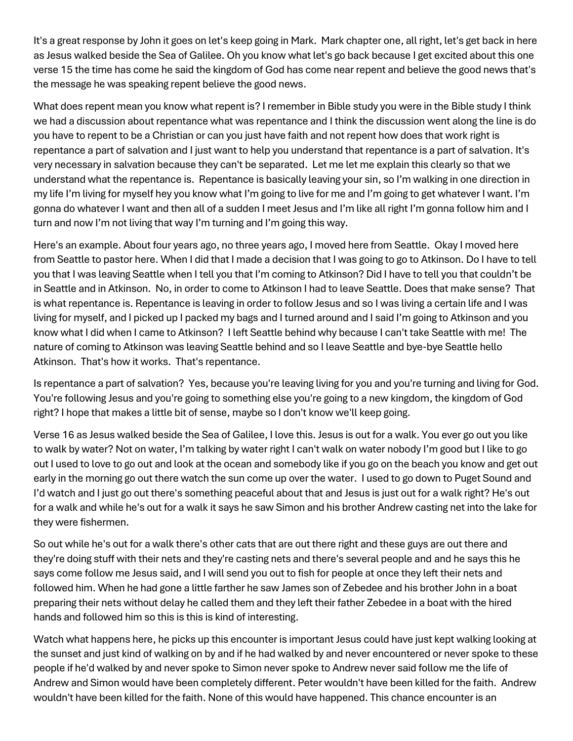It's a great response by John it goes on let's keep going in Mark. Mark chapter one, all right, let's get back in here as Jesus walked beside the Sea of Galilee. Oh you know what let's go back because I get excited about this one verse 15 the time has come he said the kingdom of God has come near repent and believe the good news that's the message he was speaking repent believe the good news.

What does repent mean you know what repent is? I remember in Bible study you were in the Bible study I think we had a discussion about repentance what was repentance and I think the discussion went along the line is do you have to repent to be a Christian or can you just have faith and not repent how does that work right is repentance a part of salvation and I just want to help you understand that repentance is a part of salvation. It's very necessary in salvation because they can't be separated. Let me let me explain this clearly so that we understand what the repentance is. Repentance is basically leaving your sin, so I'm walking in one direction in my life I'm living for myself hey you know what I'm going to live for me and I'm going to get whatever I want. I'm gonna do whatever I want and then all of a sudden I meet Jesus and I'm like all right I'm gonna follow him and I turn and now I'm not living that way I'm turning and I'm going this way.

Here's an example. About four years ago, no three years ago, I moved here from Seattle. Okay I moved here from Seattle to pastor here. When I did that I made a decision that I was going to go to Atkinson. Do I have to tell you that I was leaving Seattle when I tell you that I'm coming to Atkinson? Did I have to tell you that couldn't be in Seattle and in Atkinson. No, in order to come to Atkinson I had to leave Seattle. Does that make sense? That is what repentance is. Repentance is leaving in order to follow Jesus and so I was living a certain life and I was living for myself, and I picked up I packed my bags and I turned around and I said I'm going to Atkinson and you know what I did when I came to Atkinson? I left Seattle behind why because I can't take Seattle with me! The nature of coming to Atkinson was leaving Seattle behind and so I leave Seattle and bye-bye Seattle hello Atkinson. That's how it works. That's repentance.

Is repentance a part of salvation? Yes, because you're leaving living for you and you're turning and living for God. You're following Jesus and you're going to something else you're going to a new kingdom, the kingdom of God right? I hope that makes a little bit of sense, maybe so I don't know we'll keep going.

Verse 16 as Jesus walked beside the Sea of Galilee, I love this. Jesus is out for a walk. You ever go out you like to walk by water? Not on water, I'm talking by water right I can't walk on water nobody I'm good but I like to go out I used to love to go out and look at the ocean and somebody like if you go on the beach you know and get out early in the morning go out there watch the sun come up over the water. I used to go down to Puget Sound and I'd watch and I just go out there's something peaceful about that and Jesus is just out for a walk right? He's out for a walk and while he's out for a walk it says he saw Simon and his brother Andrew casting net into the lake for they were fishermen.

So out while he's out for a walk there's other cats that are out there right and these guys are out there and they're doing stuff with their nets and they're casting nets and there's several people and and he says this he says come follow me Jesus said, and I will send you out to fish for people at once they left their nets and followed him. When he had gone a little farther he saw James son of Zebedee and his brother John in a boat preparing their nets without delay he called them and they left their father Zebedee in a boat with the hired hands and followed him so this is this is kind of interesting.

Watch what happens here, he picks up this encounter is important Jesus could have just kept walking looking at the sunset and just kind of walking on by and if he had walked by and never encountered or never spoke to these people if he'd walked by and never spoke to Simon never spoke to Andrew never said follow me the life of Andrew and Simon would have been completely different. Peter wouldn't have been killed for the faith. Andrew wouldn't have been killed for the faith. None of this would have happened. This chance encounter is an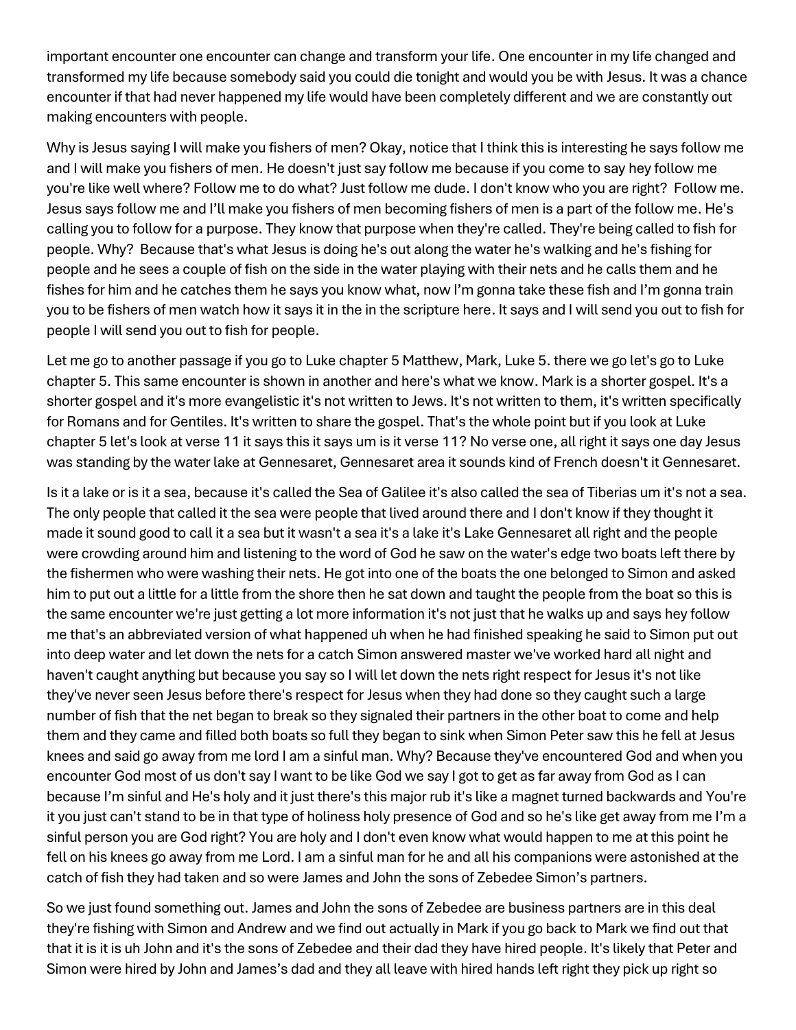important encounter one encounter can change and transform your life. One encounter in my life changed and transformed my life because somebody said you could die tonight and would you be with Jesus. It was a chance encounter if that had never happened my life would have been completely different and we are constantly out making encounters with people.

Why is Jesus saying I will make you fishers of men? Okay, notice that I think this is interesting he says follow me and I will make you fishers of men. He doesn't just say follow me because if you come to say hey follow me you're like well where? Follow me to do what? Just follow me dude. I don't know who you are right? Follow me. Jesus says follow me and I'll make you fishers of men becoming fishers of men is a part of the follow me. He's calling you to follow for a purpose. They know that purpose when they're called. They're being called to fish for people. Why? Because that's what Jesus is doing he's out along the water he's walking and he's fishing for people and he sees a couple of fish on the side in the water playing with their nets and he calls them and he fishes for him and he catches them he says you know what, now I'm gonna take these fish and I'm gonna train you to be fishers of men watch how it says it in the in the scripture here. It says and I will send you out to fish for people I will send you out to fish for people.

Let me go to another passage if you go to Luke chapter 5 Matthew, Mark, Luke 5. there we go let's go to Luke chapter 5. This same encounter is shown in another and here's what we know. Mark is a shorter gospel. It's a shorter gospel and it's more evangelistic it's not written to Jews. It's not written to them, it's written specifically for Romans and for Gentiles. It's written to share the gospel. That's the whole point but if you look at Luke chapter 5 let's look at verse 11 it says this it says um is it verse 11? No verse one, all right it says one day Jesus was standing by the water lake at Gennesaret, Gennesaret area it sounds kind of French doesn't it Gennesaret.

Is it a lake or is it a sea, because it's called the Sea of Galilee it's also called the sea of Tiberias um it's not a sea. The only people that called it the sea were people that lived around there and I don't know if they thought it made it sound good to call it a sea but it wasn't a sea it's a lake it's Lake Gennesaret all right and the people were crowding around him and listening to the word of God he saw on the water's edge two boats left there by the fishermen who were washing their nets. He got into one of the boats the one belonged to Simon and asked him to put out a little for a little from the shore then he sat down and taught the people from the boat so this is the same encounter we're just getting a lot more information it's not just that he walks up and says hey follow me that's an abbreviated version of what happened uh when he had finished speaking he said to Simon put out into deep water and let down the nets for a catch Simon answered master we've worked hard all night and haven't caught anything but because you say so I will let down the nets right respect for Jesus it's not like they've never seen Jesus before there's respect for Jesus when they had done so they caught such a large number of fish that the net began to break so they signaled their partners in the other boat to come and help them and they came and filled both boats so full they began to sink when Simon Peter saw this he fell at Jesus knees and said go away from me lord I am a sinful man. Why? Because they've encountered God and when you encounter God most of us don't say I want to be like God we say I got to get as far away from God as I can because I'm sinful and He's holy and it just there's this major rub it's like a magnet turned backwards and You're it you just can't stand to be in that type of holiness holy presence of God and so he's like get away from me I'm a sinful person you are God right? You are holy and I don't even know what would happen to me at this point he fell on his knees go away from me Lord. I am a sinful man for he and all his companions were astonished at the catch of fish they had taken and so were James and John the sons of Zebedee Simon's partners.

So we just found something out. James and John the sons of Zebedee are business partners are in this deal they're fishing with Simon and Andrew and we find out actually in Mark if you go back to Mark we find out that that it is it is uh John and it's the sons of Zebedee and their dad they have hired people. It's likely that Peter and Simon were hired by John and James's dad and they all leave with hired hands left right they pick up right so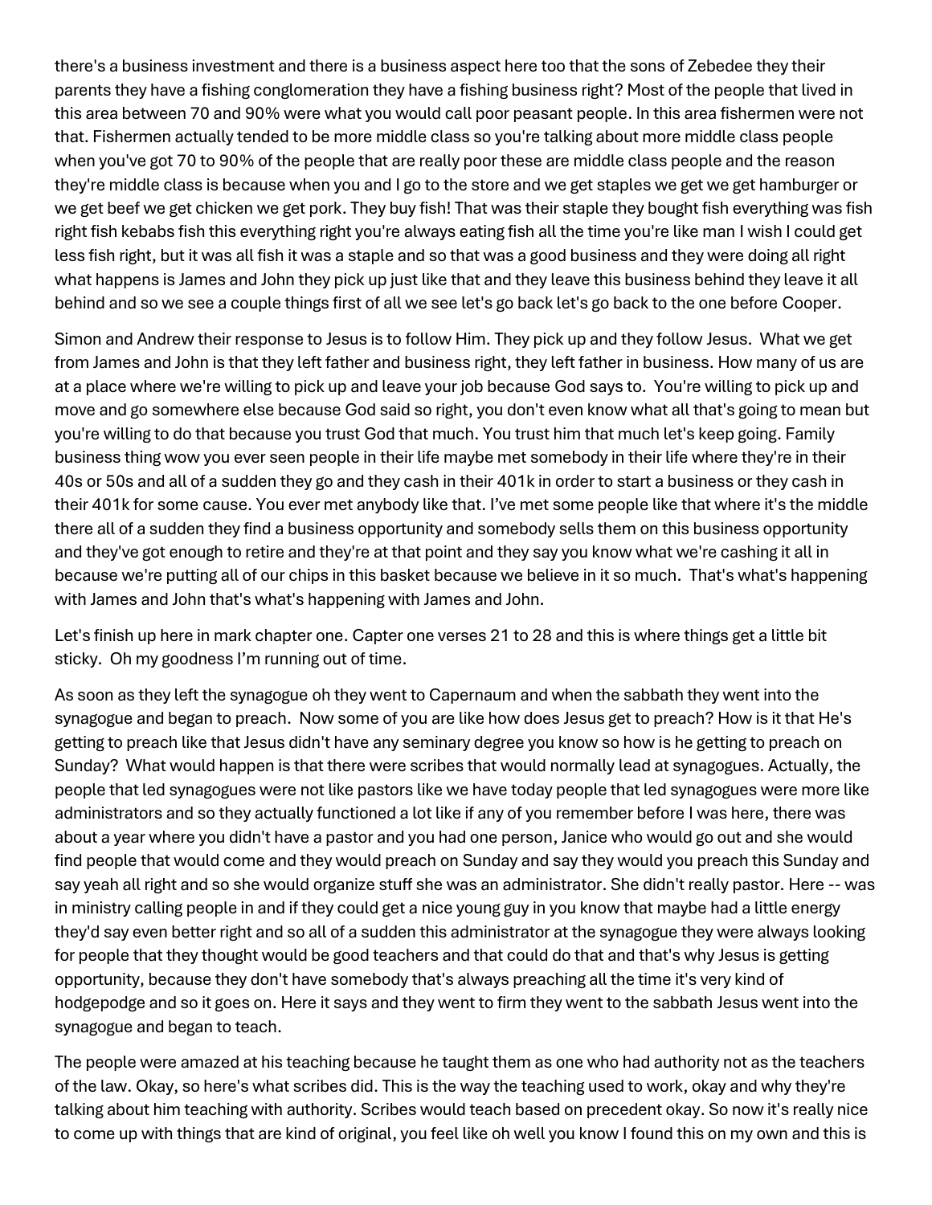there's a business investment and there is a business aspect here too that the sons of Zebedee they their parents they have a fishing conglomeration they have a fishing business right? Most of the people that lived in this area between 70 and 90% were what you would call poor peasant people. In this area fishermen were not that. Fishermen actually tended to be more middle class so you're talking about more middle class people when you've got 70 to 90% of the people that are really poor these are middle class people and the reason they're middle class is because when you and I go to the store and we get staples we get we get hamburger or we get beef we get chicken we get pork. They buy fish! That was their staple they bought fish everything was fish right fish kebabs fish this everything right you're always eating fish all the time you're like man I wish I could get less fish right, but it was all fish it was a staple and so that was a good business and they were doing all right what happens is James and John they pick up just like that and they leave this business behind they leave it all behind and so we see a couple things first of all we see let's go back let's go back to the one before Cooper.

Simon and Andrew their response to Jesus is to follow Him. They pick up and they follow Jesus. What we get from James and John is that they left father and business right, they left father in business. How many of us are at a place where we're willing to pick up and leave your job because God says to. You're willing to pick up and move and go somewhere else because God said so right, you don't even know what all that's going to mean but you're willing to do that because you trust God that much. You trust him that much let's keep going. Family business thing wow you ever seen people in their life maybe met somebody in their life where they're in their 40s or 50s and all of a sudden they go and they cash in their 401k in order to start a business or they cash in their 401k for some cause. You ever met anybody like that. I've met some people like that where it's the middle there all of a sudden they find a business opportunity and somebody sells them on this business opportunity and they've got enough to retire and they're at that point and they say you know what we're cashing it all in because we're putting all of our chips in this basket because we believe in it so much. That's what's happening with James and John that's what's happening with James and John.

Let's finish up here in mark chapter one. Capter one verses 21 to 28 and this is where things get a little bit sticky. Oh my goodness I'm running out of time.

As soon as they left the synagogue oh they went to Capernaum and when the sabbath they went into the synagogue and began to preach. Now some of you are like how does Jesus get to preach? How is it that He's getting to preach like that Jesus didn't have any seminary degree you know so how is he getting to preach on Sunday? What would happen is that there were scribes that would normally lead at synagogues. Actually, the people that led synagogues were not like pastors like we have today people that led synagogues were more like administrators and so they actually functioned a lot like if any of you remember before I was here, there was about a year where you didn't have a pastor and you had one person, Janice who would go out and she would find people that would come and they would preach on Sunday and say they would you preach this Sunday and say yeah all right and so she would organize stuff she was an administrator. She didn't really pastor. Here -- was in ministry calling people in and if they could get a nice young guy in you know that maybe had a little energy they'd say even better right and so all of a sudden this administrator at the synagogue they were always looking for people that they thought would be good teachers and that could do that and that's why Jesus is getting opportunity, because they don't have somebody that's always preaching all the time it's very kind of hodgepodge and so it goes on. Here it says and they went to firm they went to the sabbath Jesus went into the synagogue and began to teach.

The people were amazed at his teaching because he taught them as one who had authority not as the teachers of the law. Okay, so here's what scribes did. This is the way the teaching used to work, okay and why they're talking about him teaching with authority. Scribes would teach based on precedent okay. So now it's really nice to come up with things that are kind of original, you feel like oh well you know I found this on my own and this is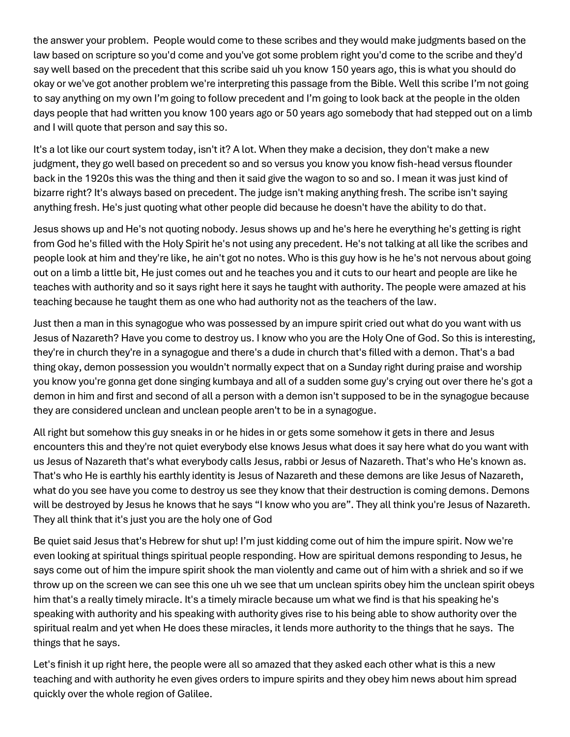the answer your problem.  People would come to these scribes and they would make judgments based on the law based on scripture so you'd come and you've got some problem right you'd come to the scribe and they'd say well based on the precedent that this scribe said uh you know 150 years ago, this is what you should do okay or we've got another problem we're interpreting this passage from the Bible. Well this scribe I'm not going to say anything on my own I'm going to follow precedent and I'm going to look back at the people in the olden days people that had written you know 100 years ago or 50 years ago somebody that had stepped out on a limb and I will quote that person and say this so.

It's a lot like our court system today, isn't it? A lot. When they make a decision, they don't make a new judgment, they go well based on precedent so and so versus you know you know fish-head versus flounder back in the 1920s this was the thing and then it said give the wagon to so and so. I mean it was just kind of bizarre right? It's always based on precedent. The judge isn't making anything fresh. The scribe isn't saying anything fresh. He's just quoting what other people did because he doesn't have the ability to do that.

Jesus shows up and He's not quoting nobody. Jesus shows up and he's here he everything he's getting is right from God he's filled with the Holy Spirit he's not using any precedent. He's not talking at all like the scribes and people look at him and they're like, he ain't got no notes. Who is this guy how is he he's not nervous about going out on a limb a little bit, He just comes out and he teaches you and it cuts to our heart and people are like he teaches with authority and so it says right here it says he taught with authority. The people were amazed at his teaching because he taught them as one who had authority not as the teachers of the law.

Just then a man in this synagogue who was possessed by an impure spirit cried out what do you want with us Jesus of Nazareth? Have you come to destroy us. I know who you are the Holy One of God. So this is interesting, they're in church they're in a synagogue and there's a dude in church that's filled with a demon. That's a bad thing okay, demon possession you wouldn't normally expect that on a Sunday right during praise and worship you know you're gonna get done singing kumbaya and all of a sudden some guy's crying out over there he's got a demon in him and first and second of all a person with a demon isn't supposed to be in the synagogue because they are considered unclean and unclean people aren't to be in a synagogue.

All right but somehow this guy sneaks in or he hides in or gets some somehow it gets in there and Jesus encounters this and they're not quiet everybody else knows Jesus what does it say here what do you want with us Jesus of Nazareth that's what everybody calls Jesus, rabbi or Jesus of Nazareth. That's who He's known as. That's who He is earthly his earthly identity is Jesus of Nazareth and these demons are like Jesus of Nazareth, what do you see have you come to destroy us see they know that their destruction is coming demons. Demons will be destroyed by Jesus he knows that he says "I know who you are". They all think you're Jesus of Nazareth. They all think that it's just you are the holy one of God

Be quiet said Jesus that's Hebrew for shut up! I'm just kidding come out of him the impure spirit. Now we're even looking at spiritual things spiritual people responding. How are spiritual demons responding to Jesus, he says come out of him the impure spirit shook the man violently and came out of him with a shriek and so if we throw up on the screen we can see this one uh we see that um unclean spirits obey him the unclean spirit obeys him that's a really timely miracle. It's a timely miracle because um what we find is that his speaking he's speaking with authority and his speaking with authority gives rise to his being able to show authority over the spiritual realm and yet when He does these miracles, it lends more authority to the things that he says.  The things that he says.

Let's finish it up right here, the people were all so amazed that they asked each other what is this a new teaching and with authority he even gives orders to impure spirits and they obey him news about him spread quickly over the whole region of Galilee.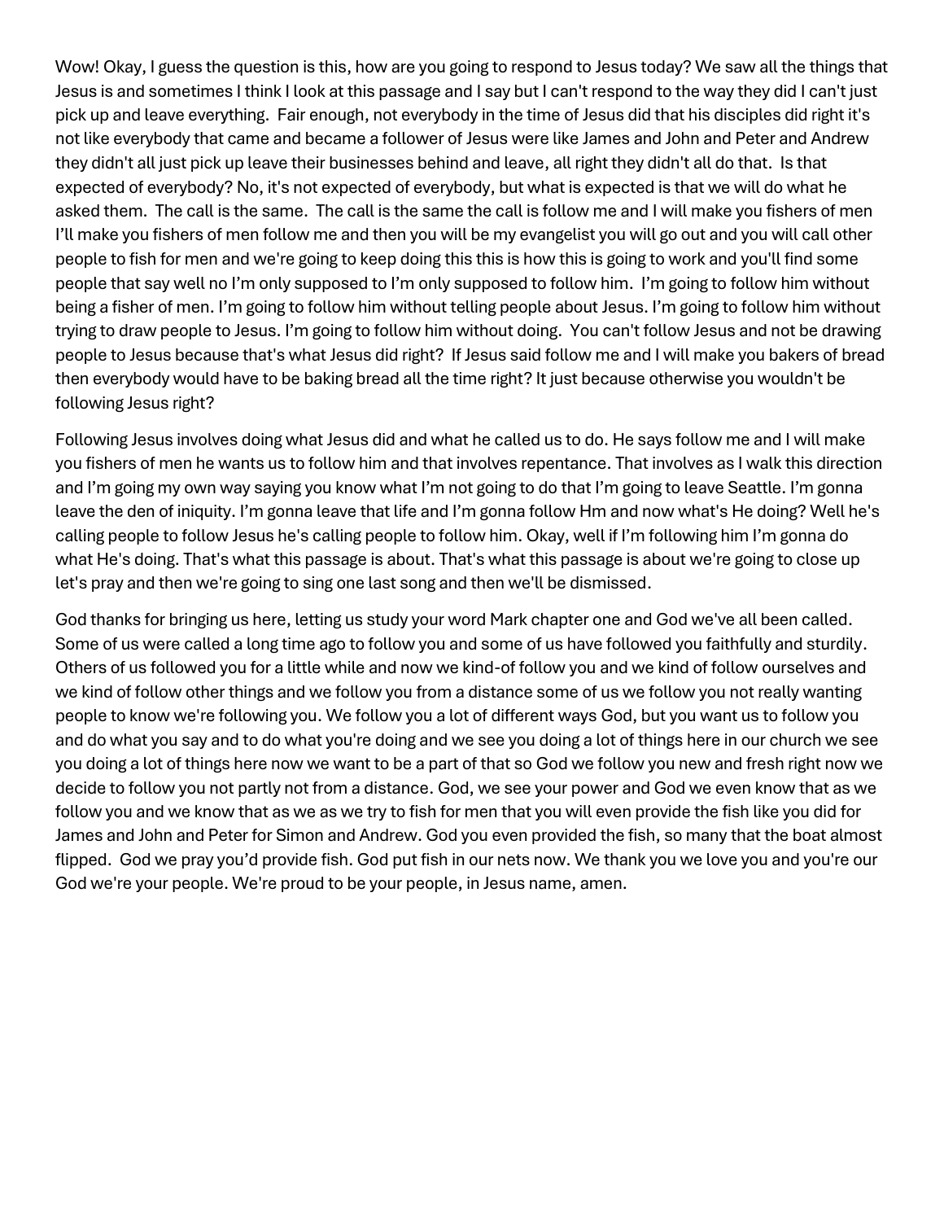Wow! Okay, I guess the question is this, how are you going to respond to Jesus today? We saw all the things that Jesus is and sometimes I think I look at this passage and I say but I can't respond to the way they did I can't just pick up and leave everything.  Fair enough, not everybody in the time of Jesus did that his disciples did right it's not like everybody that came and became a follower of Jesus were like James and John and Peter and Andrew they didn't all just pick up leave their businesses behind and leave, all right they didn't all do that.  Is that expected of everybody? No, it's not expected of everybody, but what is expected is that we will do what he asked them.  The call is the same.  The call is the same the call is follow me and I will make you fishers of men I'll make you fishers of men follow me and then you will be my evangelist you will go out and you will call other people to fish for men and we're going to keep doing this this is how this is going to work and you'll find some people that say well no I'm only supposed to I'm only supposed to follow him.  I'm going to follow him without being a fisher of men. I'm going to follow him without telling people about Jesus. I'm going to follow him without trying to draw people to Jesus. I'm going to follow him without doing.  You can't follow Jesus and not be drawing people to Jesus because that's what Jesus did right?  If Jesus said follow me and I will make you bakers of bread then everybody would have to be baking bread all the time right? It just because otherwise you wouldn't be following Jesus right?

Following Jesus involves doing what Jesus did and what he called us to do. He says follow me and I will make you fishers of men he wants us to follow him and that involves repentance. That involves as I walk this direction and I'm going my own way saying you know what I'm not going to do that I'm going to leave Seattle. I'm gonna leave the den of iniquity. I'm gonna leave that life and I'm gonna follow Hm and now what's He doing? Well he's calling people to follow Jesus he's calling people to follow him. Okay, well if I'm following him I'm gonna do what He's doing. That's what this passage is about. That's what this passage is about we're going to close up let's pray and then we're going to sing one last song and then we'll be dismissed.

God thanks for bringing us here, letting us study your word Mark chapter one and God we've all been called. Some of us were called a long time ago to follow you and some of us have followed you faithfully and sturdily. Others of us followed you for a little while and now we kind-of follow you and we kind of follow ourselves and we kind of follow other things and we follow you from a distance some of us we follow you not really wanting people to know we're following you. We follow you a lot of different ways God, but you want us to follow you and do what you say and to do what you're doing and we see you doing a lot of things here in our church we see you doing a lot of things here now we want to be a part of that so God we follow you new and fresh right now we decide to follow you not partly not from a distance. God, we see your power and God we even know that as we follow you and we know that as we as we try to fish for men that you will even provide the fish like you did for James and John and Peter for Simon and Andrew. God you even provided the fish, so many that the boat almost flipped.  God we pray you'd provide fish. God put fish in our nets now. We thank you we love you and you're our God we're your people. We're proud to be your people, in Jesus name, amen.